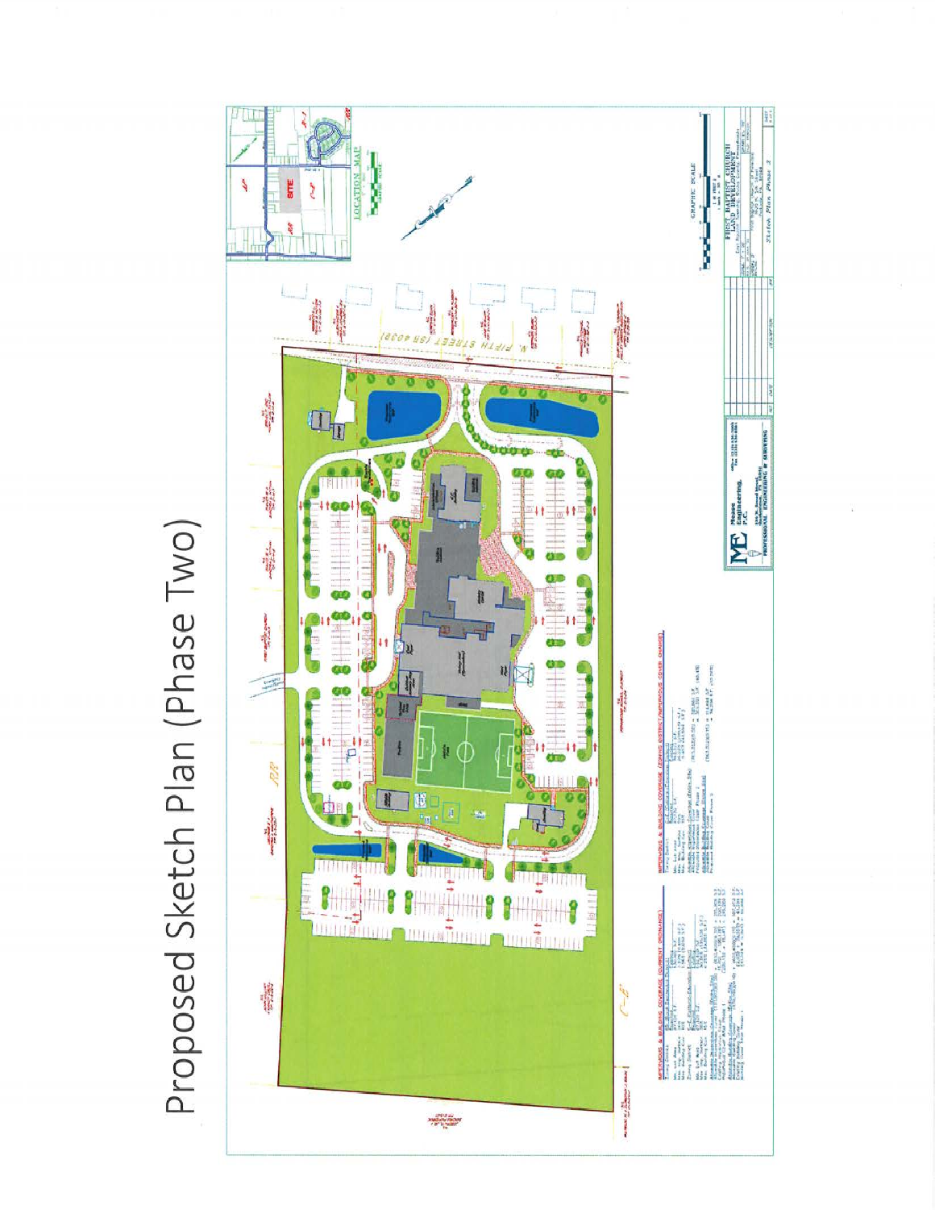# Proposed Sketch Plan (Phase Two)

LOCATION MAP

N. FIFTH STREET (SR 4038)

GRAPHIC SCALE

FIRST BAPTIST CHURCH
LAND DEVELOPMENT

Sketch Plan Phase 2

Mease Engineering, P.C.

PROFESSIONAL ENGINEERING & SURVEYING

IMPERVIOUS & BUILDING COVERAGE (CURRENT ORDINANCE)

IMPERVIOUS & BUILDING COVERAGE (ZONING DISTRICT/IMPERVIOUS COVER CHANGE)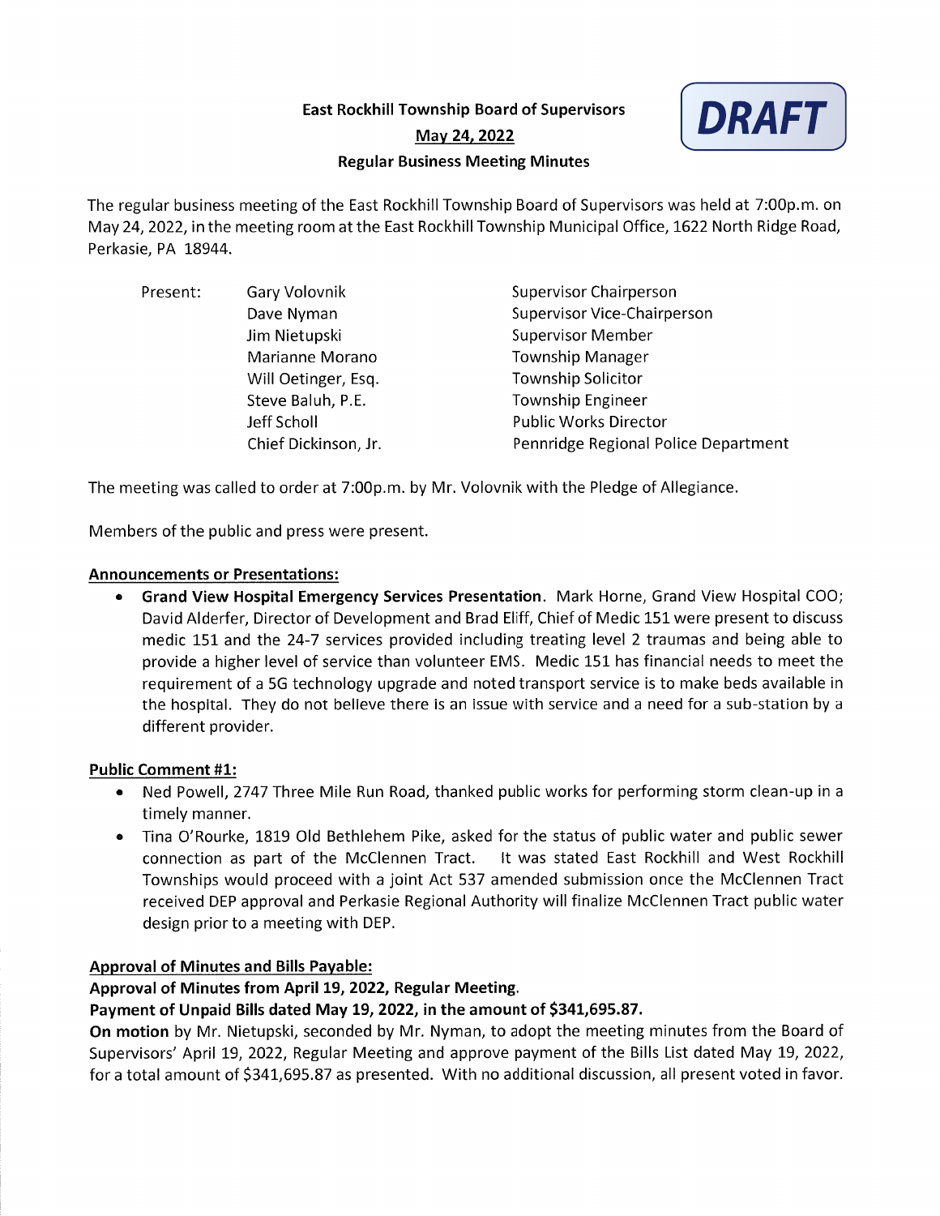# East Rockhill Township Board of Supervisors

## <u>May 24, 2022</u>

## Regular Business Meeting Minutes

**DRAFT**

The regular business meeting of the East Rockhill Township Board of Supervisors was held at 7:00p.m. on May 24, 2022, in the meeting room at the East Rockhill Township Municipal Office, 1622 North Ridge Road, Perkasie, PA 18944.

| Present: | Gary Volovnik | Supervisor Chairperson |
|---|---|---|
| | Dave Nyman | Supervisor Vice-Chairperson |
| | Jim Nietupski | Supervisor Member |
| | Marianne Morano | Township Manager |
| | Will Oetinger, Esq. | Township Solicitor |
| | Steve Baluh, P.E. | Township Engineer |
| | Jeff Scholl | Public Works Director |
| | Chief Dickinson, Jr. | Pennridge Regional Police Department |

The meeting was called to order at 7:00p.m. by Mr. Volovnik with the Pledge of Allegiance.

Members of the public and press were present.

### Announcements or Presentations:

- **Grand View Hospital Emergency Services Presentation**. Mark Horne, Grand View Hospital COO; David Alderfer, Director of Development and Brad Eliff, Chief of Medic 151 were present to discuss medic 151 and the 24-7 services provided including treating level 2 traumas and being able to provide a higher level of service than volunteer EMS. Medic 151 has financial needs to meet the requirement of a 5G technology upgrade and noted transport service is to make beds available in the hospital. They do not believe there is an issue with service and a need for a sub-station by a different provider.

### Public Comment #1:

- Ned Powell, 2747 Three Mile Run Road, thanked public works for performing storm clean-up in a timely manner.
- Tina O'Rourke, 1819 Old Bethlehem Pike, asked for the status of public water and public sewer connection as part of the McClennen Tract. It was stated East Rockhill and West Rockhill Townships would proceed with a joint Act 537 amended submission once the McClennen Tract received DEP approval and Perkasie Regional Authority will finalize McClennen Tract public water design prior to a meeting with DEP.

### Approval of Minutes and Bills Payable:

**Approval of Minutes from April 19, 2022, Regular Meeting.**

**Payment of Unpaid Bills dated May 19, 2022, in the amount of $341,695.87.**

**On motion** by Mr. Nietupski, seconded by Mr. Nyman, to adopt the meeting minutes from the Board of Supervisors' April 19, 2022, Regular Meeting and approve payment of the Bills List dated May 19, 2022, for a total amount of $341,695.87 as presented. With no additional discussion, all present voted in favor.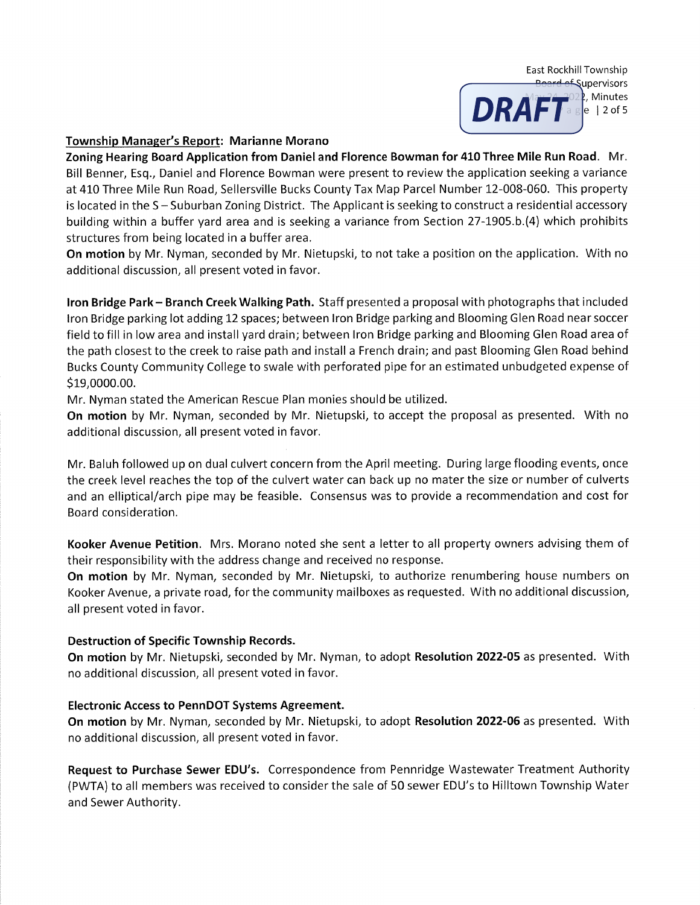**Township Manager's Report: Marianne Morano**

**Zoning Hearing Board Application from Daniel and Florence Bowman for 410 Three Mile Run Road**. Mr. Bill Benner, Esq., Daniel and Florence Bowman were present to review the application seeking a variance at 410 Three Mile Run Road, Sellersville Bucks County Tax Map Parcel Number 12-008-060. This property is located in the S – Suburban Zoning District. The Applicant is seeking to construct a residential accessory building within a buffer yard area and is seeking a variance from Section 27-1905.b.(4) which prohibits structures from being located in a buffer area.

**On motion** by Mr. Nyman, seconded by Mr. Nietupski, to not take a position on the application. With no additional discussion, all present voted in favor.

**Iron Bridge Park – Branch Creek Walking Path.** Staff presented a proposal with photographs that included Iron Bridge parking lot adding 12 spaces; between Iron Bridge parking and Blooming Glen Road near soccer field to fill in low area and install yard drain; between Iron Bridge parking and Blooming Glen Road area of the path closest to the creek to raise path and install a French drain; and past Blooming Glen Road behind Bucks County Community College to swale with perforated pipe for an estimated unbudgeted expense of $19,0000.00.

Mr. Nyman stated the American Rescue Plan monies should be utilized.

**On motion** by Mr. Nyman, seconded by Mr. Nietupski, to accept the proposal as presented. With no additional discussion, all present voted in favor.

Mr. Baluh followed up on dual culvert concern from the April meeting. During large flooding events, once the creek level reaches the top of the culvert water can back up no mater the size or number of culverts and an elliptical/arch pipe may be feasible. Consensus was to provide a recommendation and cost for Board consideration.

**Kooker Avenue Petition**. Mrs. Morano noted she sent a letter to all property owners advising them of their responsibility with the address change and received no response.

**On motion** by Mr. Nyman, seconded by Mr. Nietupski, to authorize renumbering house numbers on Kooker Avenue, a private road, for the community mailboxes as requested. With no additional discussion, all present voted in favor.

**Destruction of Specific Township Records.**

**On motion** by Mr. Nietupski, seconded by Mr. Nyman, to adopt **Resolution 2022-05** as presented. With no additional discussion, all present voted in favor.

**Electronic Access to PennDOT Systems Agreement.**

**On motion** by Mr. Nyman, seconded by Mr. Nietupski, to adopt **Resolution 2022-06** as presented. With no additional discussion, all present voted in favor.

**Request to Purchase Sewer EDU's.** Correspondence from Pennridge Wastewater Treatment Authority (PWTA) to all members was received to consider the sale of 50 sewer EDU's to Hilltown Township Water and Sewer Authority.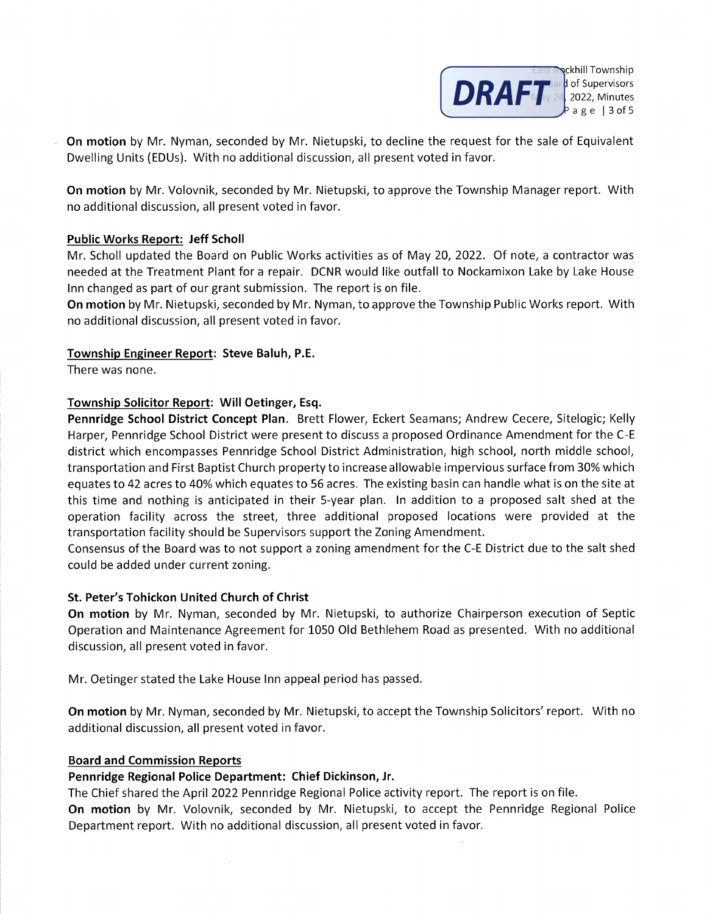**On motion** by Mr. Nyman, seconded by Mr. Nietupski, to decline the request for the sale of Equivalent Dwelling Units (EDUs). With no additional discussion, all present voted in favor.

**On motion** by Mr. Volovnik, seconded by Mr. Nietupski, to approve the Township Manager report. With no additional discussion, all present voted in favor.

**Public Works Report: Jeff Scholl**

Mr. Scholl updated the Board on Public Works activities as of May 20, 2022. Of note, a contractor was needed at the Treatment Plant for a repair. DCNR would like outfall to Nockamixon Lake by Lake House Inn changed as part of our grant submission. The report is on file.

**On motion** by Mr. Nietupski, seconded by Mr. Nyman, to approve the Township Public Works report. With no additional discussion, all present voted in favor.

**Township Engineer Report: Steve Baluh, P.E.**

There was none.

**Township Solicitor Report: Will Oetinger, Esq.**

**Pennridge School District Concept Plan.** Brett Flower, Eckert Seamans; Andrew Cecere, Sitelogic; Kelly Harper, Pennridge School District were present to discuss a proposed Ordinance Amendment for the C-E district which encompasses Pennridge School District Administration, high school, north middle school, transportation and First Baptist Church property to increase allowable impervious surface from 30% which equates to 42 acres to 40% which equates to 56 acres. The existing basin can handle what is on the site at this time and nothing is anticipated in their 5-year plan. In addition to a proposed salt shed at the operation facility across the street, three additional proposed locations were provided at the transportation facility should be Supervisors support the Zoning Amendment.

Consensus of the Board was to not support a zoning amendment for the C-E District due to the salt shed could be added under current zoning.

**St. Peter's Tohickon United Church of Christ**

**On motion** by Mr. Nyman, seconded by Mr. Nietupski, to authorize Chairperson execution of Septic Operation and Maintenance Agreement for 1050 Old Bethlehem Road as presented. With no additional discussion, all present voted in favor.

Mr. Oetinger stated the Lake House Inn appeal period has passed.

**On motion** by Mr. Nyman, seconded by Mr. Nietupski, to accept the Township Solicitors' report. With no additional discussion, all present voted in favor.

**Board and Commission Reports**

**Pennridge Regional Police Department: Chief Dickinson, Jr.**

The Chief shared the April 2022 Pennridge Regional Police activity report. The report is on file.

**On motion** by Mr. Volovnik, seconded by Mr. Nietupski, to accept the Pennridge Regional Police Department report. With no additional discussion, all present voted in favor.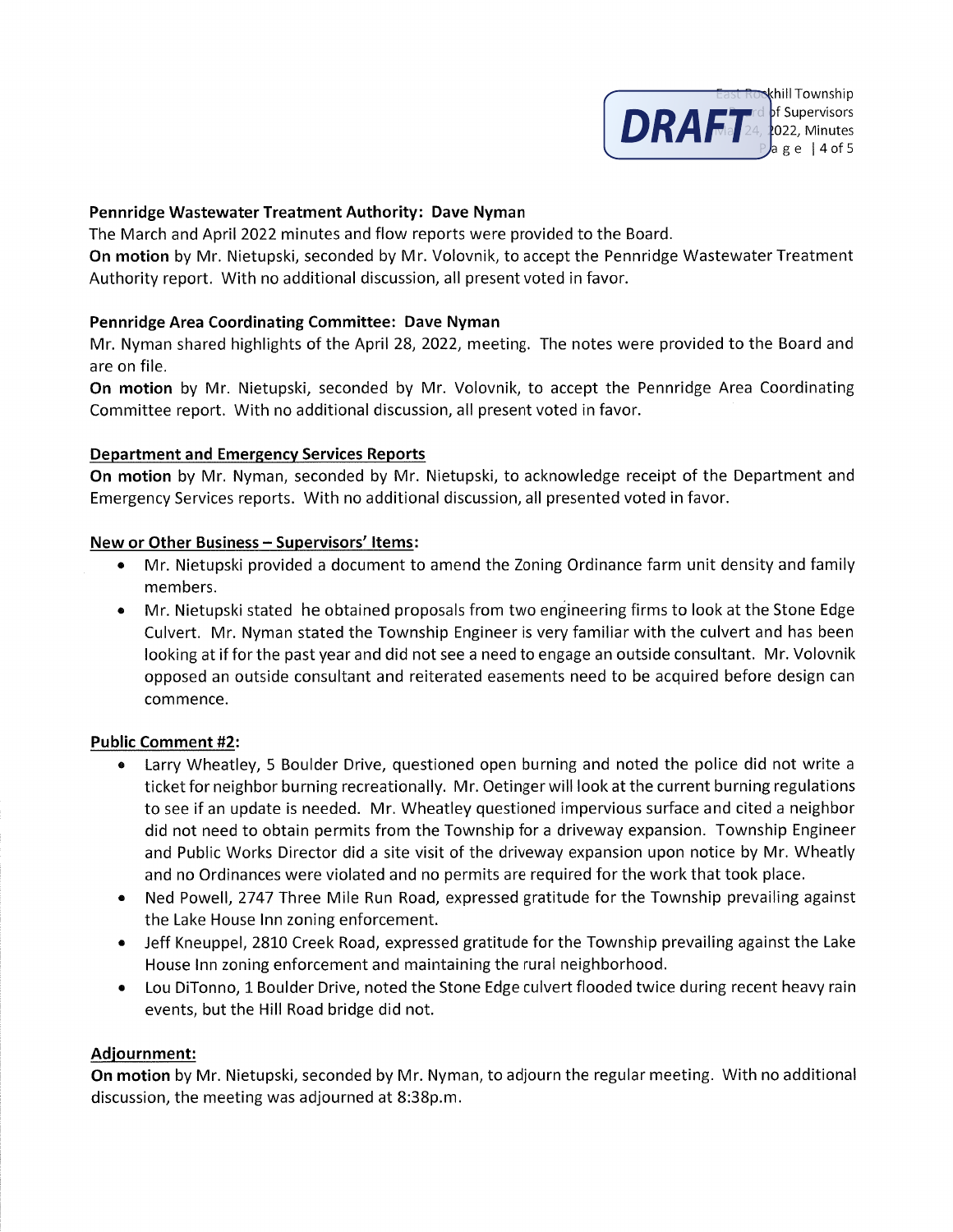**Pennridge Wastewater Treatment Authority: Dave Nyman**

The March and April 2022 minutes and flow reports were provided to the Board.

**On motion** by Mr. Nietupski, seconded by Mr. Volovnik, to accept the Pennridge Wastewater Treatment Authority report. With no additional discussion, all present voted in favor.

**Pennridge Area Coordinating Committee: Dave Nyman**

Mr. Nyman shared highlights of the April 28, 2022, meeting. The notes were provided to the Board and are on file.

**On motion** by Mr. Nietupski, seconded by Mr. Volovnik, to accept the Pennridge Area Coordinating Committee report. With no additional discussion, all present voted in favor.

**Department and Emergency Services Reports**

**On motion** by Mr. Nyman, seconded by Mr. Nietupski, to acknowledge receipt of the Department and Emergency Services reports. With no additional discussion, all presented voted in favor.

**New or Other Business – Supervisors' Items:**

- Mr. Nietupski provided a document to amend the Zoning Ordinance farm unit density and family members.
- Mr. Nietupski stated he obtained proposals from two engineering firms to look at the Stone Edge Culvert. Mr. Nyman stated the Township Engineer is very familiar with the culvert and has been looking at if for the past year and did not see a need to engage an outside consultant. Mr. Volovnik opposed an outside consultant and reiterated easements need to be acquired before design can commence.

**Public Comment #2:**

- Larry Wheatley, 5 Boulder Drive, questioned open burning and noted the police did not write a ticket for neighbor burning recreationally. Mr. Oetinger will look at the current burning regulations to see if an update is needed. Mr. Wheatley questioned impervious surface and cited a neighbor did not need to obtain permits from the Township for a driveway expansion. Township Engineer and Public Works Director did a site visit of the driveway expansion upon notice by Mr. Wheatly and no Ordinances were violated and no permits are required for the work that took place.
- Ned Powell, 2747 Three Mile Run Road, expressed gratitude for the Township prevailing against the Lake House Inn zoning enforcement.
- Jeff Kneuppel, 2810 Creek Road, expressed gratitude for the Township prevailing against the Lake House Inn zoning enforcement and maintaining the rural neighborhood.
- Lou DiTonno, 1 Boulder Drive, noted the Stone Edge culvert flooded twice during recent heavy rain events, but the Hill Road bridge did not.

**Adjournment:**

**On motion** by Mr. Nietupski, seconded by Mr. Nyman, to adjourn the regular meeting. With no additional discussion, the meeting was adjourned at 8:38p.m.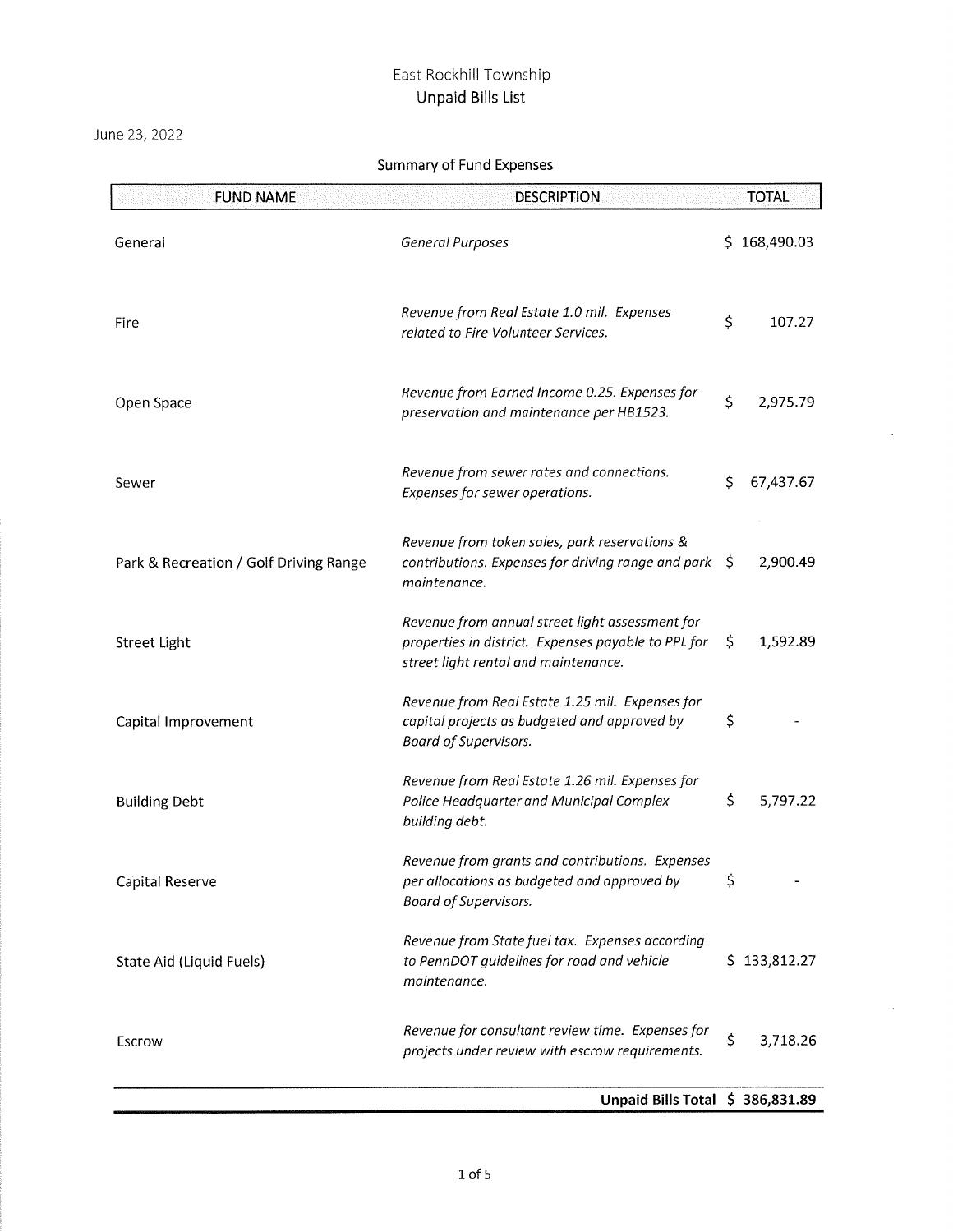# East Rockhill Township

## Unpaid Bills List

June 23, 2022

### Summary of Fund Expenses

| FUND NAME | DESCRIPTION | TOTAL |
|---|---|---|
| General | *General Purposes* | $ 168,490.03 |
| Fire | *Revenue from Real Estate 1.0 mil. Expenses related to Fire Volunteer Services.* | $ 107.27 |
| Open Space | *Revenue from Earned Income 0.25. Expenses for preservation and maintenance per HB1523.* | $ 2,975.79 |
| Sewer | *Revenue from sewer rates and connections. Expenses for sewer operations.* | $ 67,437.67 |
| Park & Recreation / Golf Driving Range | *Revenue from token sales, park reservations & contributions. Expenses for driving range and park maintenance.* | $ 2,900.49 |
| Street Light | *Revenue from annual street light assessment for properties in district. Expenses payable to PPL for street light rental and maintenance.* | $ 1,592.89 |
| Capital Improvement | *Revenue from Real Estate 1.25 mil. Expenses for capital projects as budgeted and approved by Board of Supervisors.* | $ - |
| Building Debt | *Revenue from Real Estate 1.26 mil. Expenses for Police Headquarter and Municipal Complex building debt.* | $ 5,797.22 |
| Capital Reserve | *Revenue from grants and contributions. Expenses per allocations as budgeted and approved by Board of Supervisors.* | $ - |
| State Aid (Liquid Fuels) | *Revenue from State fuel tax. Expenses according to PennDOT guidelines for road and vehicle maintenance.* | $ 133,812.27 |
| Escrow | *Revenue for consultant review time. Expenses for projects under review with escrow requirements.* | $ 3,718.26 |
| | **Unpaid Bills Total** | **$ 386,831.89** |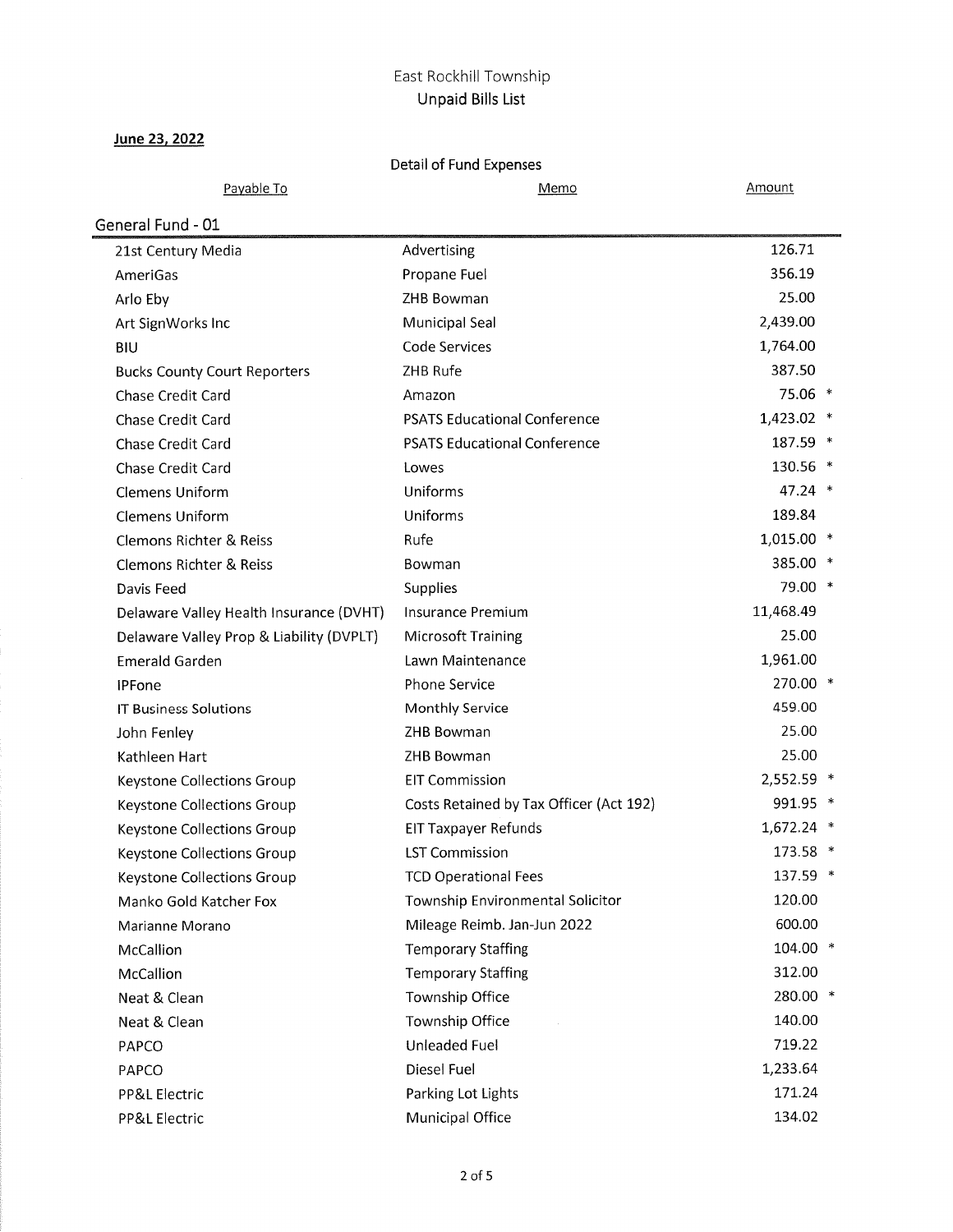# East Rockhill Township

## Unpaid Bills List

**June 23, 2022**

Detail of Fund Expenses

| Payable To | Memo | Amount |
|---|---|---|
| **General Fund - 01** | | |
| 21st Century Media | Advertising | 126.71 |
| AmeriGas | Propane Fuel | 356.19 |
| Arlo Eby | ZHB Bowman | 25.00 |
| Art SignWorks Inc | Municipal Seal | 2,439.00 |
| BIU | Code Services | 1,764.00 |
| Bucks County Court Reporters | ZHB Rufe | 387.50 |
| Chase Credit Card | Amazon | 75.06 * |
| Chase Credit Card | PSATS Educational Conference | 1,423.02 * |
| Chase Credit Card | PSATS Educational Conference | 187.59 * |
| Chase Credit Card | Lowes | 130.56 * |
| Clemens Uniform | Uniforms | 47.24 * |
| Clemens Uniform | Uniforms | 189.84 |
| Clemons Richter & Reiss | Rufe | 1,015.00 * |
| Clemons Richter & Reiss | Bowman | 385.00 * |
| Davis Feed | Supplies | 79.00 * |
| Delaware Valley Health Insurance (DVHT) | Insurance Premium | 11,468.49 |
| Delaware Valley Prop & Liability (DVPLT) | Microsoft Training | 25.00 |
| Emerald Garden | Lawn Maintenance | 1,961.00 |
| IPFone | Phone Service | 270.00 * |
| IT Business Solutions | Monthly Service | 459.00 |
| John Fenley | ZHB Bowman | 25.00 |
| Kathleen Hart | ZHB Bowman | 25.00 |
| Keystone Collections Group | EIT Commission | 2,552.59 * |
| Keystone Collections Group | Costs Retained by Tax Officer (Act 192) | 991.95 * |
| Keystone Collections Group | EIT Taxpayer Refunds | 1,672.24 * |
| Keystone Collections Group | LST Commission | 173.58 * |
| Keystone Collections Group | TCD Operational Fees | 137.59 * |
| Manko Gold Katcher Fox | Township Environmental Solicitor | 120.00 |
| Marianne Morano | Mileage Reimb. Jan-Jun 2022 | 600.00 |
| McCallion | Temporary Staffing | 104.00 * |
| McCallion | Temporary Staffing | 312.00 |
| Neat & Clean | Township Office | 280.00 * |
| Neat & Clean | Township Office | 140.00 |
| PAPCO | Unleaded Fuel | 719.22 |
| PAPCO | Diesel Fuel | 1,233.64 |
| PP&L Electric | Parking Lot Lights | 171.24 |
| PP&L Electric | Municipal Office | 134.02 |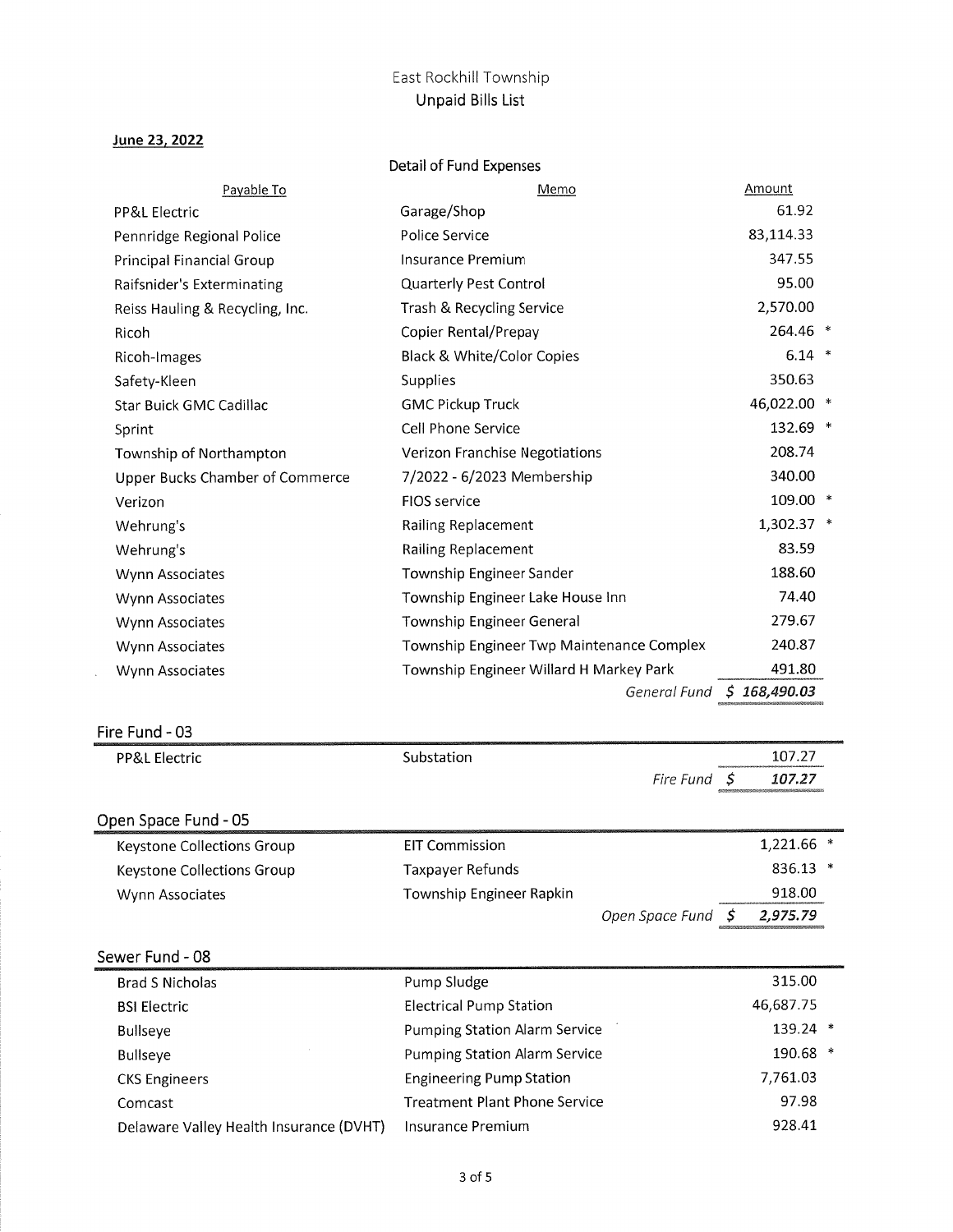# East Rockhill Township
## Unpaid Bills List

**June 23, 2022**

Detail of Fund Expenses

| Payable To | Memo | Amount |
|---|---|---|
| PP&L Electric | Garage/Shop | 61.92 |
| Pennridge Regional Police | Police Service | 83,114.33 |
| Principal Financial Group | Insurance Premium | 347.55 |
| Raifsnider's Exterminating | Quarterly Pest Control | 95.00 |
| Reiss Hauling & Recycling, Inc. | Trash & Recycling Service | 2,570.00 |
| Ricoh | Copier Rental/Prepay | 264.46 * |
| Ricoh-Images | Black & White/Color Copies | 6.14 * |
| Safety-Kleen | Supplies | 350.63 |
| Star Buick GMC Cadillac | GMC Pickup Truck | 46,022.00 * |
| Sprint | Cell Phone Service | 132.69 * |
| Township of Northampton | Verizon Franchise Negotiations | 208.74 |
| Upper Bucks Chamber of Commerce | 7/2022 - 6/2023 Membership | 340.00 |
| Verizon | FIOS service | 109.00 * |
| Wehrung's | Railing Replacement | 1,302.37 * |
| Wehrung's | Railing Replacement | 83.59 |
| Wynn Associates | Township Engineer Sander | 188.60 |
| Wynn Associates | Township Engineer Lake House Inn | 74.40 |
| Wynn Associates | Township Engineer General | 279.67 |
| Wynn Associates | Township Engineer Twp Maintenance Complex | 240.87 |
| Wynn Associates | Township Engineer Willard H Markey Park | 491.80 |
| | *General Fund* | ***$ 168,490.03*** |

### Fire Fund - 03

| Payable To | Memo | Amount |
|---|---|---|
| PP&L Electric | Substation | 107.27 |
| | *Fire Fund* | ***$ 107.27*** |

### Open Space Fund - 05

| Payable To | Memo | Amount |
|---|---|---|
| Keystone Collections Group | EIT Commission | 1,221.66 * |
| Keystone Collections Group | Taxpayer Refunds | 836.13 * |
| Wynn Associates | Township Engineer Rapkin | 918.00 |
| | *Open Space Fund* | ***$ 2,975.79*** |

### Sewer Fund - 08

| Payable To | Memo | Amount |
|---|---|---|
| Brad S Nicholas | Pump Sludge | 315.00 |
| BSI Electric | Electrical Pump Station | 46,687.75 |
| Bullseye | Pumping Station Alarm Service | 139.24 * |
| Bullseye | Pumping Station Alarm Service | 190.68 * |
| CKS Engineers | Engineering Pump Station | 7,761.03 |
| Comcast | Treatment Plant Phone Service | 97.98 |
| Delaware Valley Health Insurance (DVHT) | Insurance Premium | 928.41 |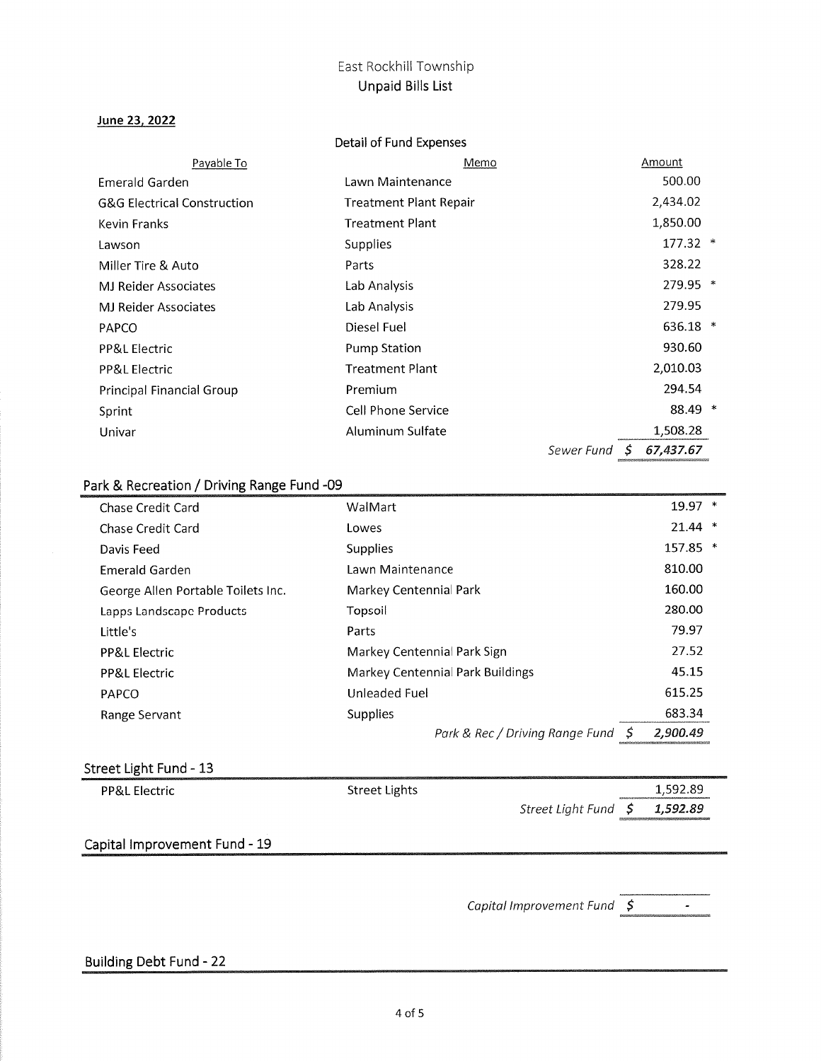East Rockhill Township
Unpaid Bills List

**June 23, 2022**

Detail of Fund Expenses

| Payable To | Memo | Amount |
|---|---|---|
| Emerald Garden | Lawn Maintenance | 500.00 |
| G&G Electrical Construction | Treatment Plant Repair | 2,434.02 |
| Kevin Franks | Treatment Plant | 1,850.00 |
| Lawson | Supplies | 177.32 * |
| Miller Tire & Auto | Parts | 328.22 |
| MJ Reider Associates | Lab Analysis | 279.95 * |
| MJ Reider Associates | Lab Analysis | 279.95 |
| PAPCO | Diesel Fuel | 636.18 * |
| PP&L Electric | Pump Station | 930.60 |
| PP&L Electric | Treatment Plant | 2,010.03 |
| Principal Financial Group | Premium | 294.54 |
| Sprint | Cell Phone Service | 88.49 * |
| Univar | Aluminum Sulfate | 1,508.28 |
| | *Sewer Fund* | ***$ 67,437.67*** |

## Park & Recreation / Driving Range Fund -09

| Payable To | Memo | Amount |
|---|---|---|
| Chase Credit Card | WalMart | 19.97 * |
| Chase Credit Card | Lowes | 21.44 * |
| Davis Feed | Supplies | 157.85 * |
| Emerald Garden | Lawn Maintenance | 810.00 |
| George Allen Portable Toilets Inc. | Markey Centennial Park | 160.00 |
| Lapps Landscape Products | Topsoil | 280.00 |
| Little's | Parts | 79.97 |
| PP&L Electric | Markey Centennial Park Sign | 27.52 |
| PP&L Electric | Markey Centennial Park Buildings | 45.15 |
| PAPCO | Unleaded Fuel | 615.25 |
| Range Servant | Supplies | 683.34 |
| | *Park & Rec / Driving Range Fund* | ***$ 2,900.49*** |

## Street Light Fund - 13

| Payable To | Memo | Amount |
|---|---|---|
| PP&L Electric | Street Lights | 1,592.89 |
| | *Street Light Fund* | ***$ 1,592.89*** |

## Capital Improvement Fund - 19

| Payable To | Memo | Amount |
|---|---|---|
| | *Capital Improvement Fund* | *$ -* |

## Building Debt Fund - 22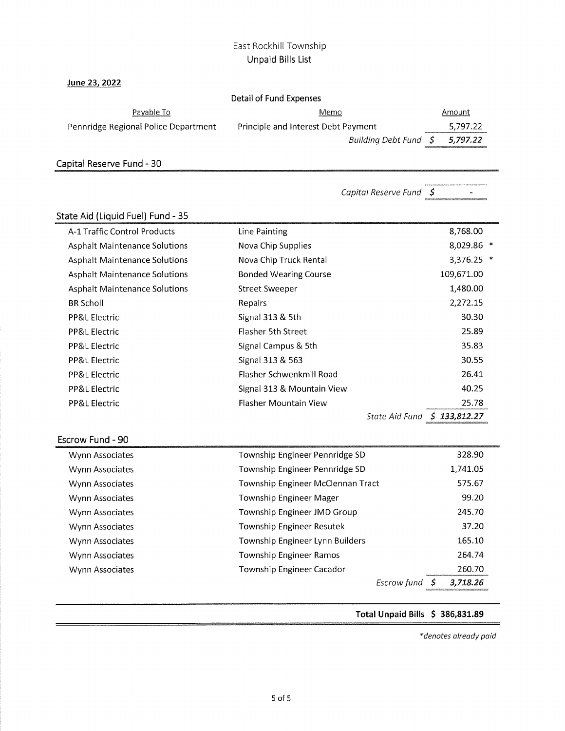East Rockhill Township

Unpaid Bills List

**June 23, 2022**

Detail of Fund Expenses

| Payable To | Memo | Amount |
|---|---|---|
| Pennridge Regional Police Department | Principle and Interest Debt Payment | 5,797.22 |
| | *Building Debt Fund* | *$ 5,797.22* |

## Capital Reserve Fund - 30

| Payable To | Memo | Amount |
|---|---|---|
| | *Capital Reserve Fund* | *$ -* |

## State Aid (Liquid Fuel) Fund - 35

| Payable To | Memo | Amount |
|---|---|---|
| A-1 Traffic Control Products | Line Painting | 8,768.00 |
| Asphalt Maintenance Solutions | Nova Chip Supplies | 8,029.86 * |
| Asphalt Maintenance Solutions | Nova Chip Truck Rental | 3,376.25 * |
| Asphalt Maintenance Solutions | Bonded Wearing Course | 109,671.00 |
| Asphalt Maintenance Solutions | Street Sweeper | 1,480.00 |
| BR Scholl | Repairs | 2,272.15 |
| PP&L Electric | Signal 313 & 5th | 30.30 |
| PP&L Electric | Flasher 5th Street | 25.89 |
| PP&L Electric | Signal Campus & 5th | 35.83 |
| PP&L Electric | Signal 313 & 563 | 30.55 |
| PP&L Electric | Flasher Schwenkmill Road | 26.41 |
| PP&L Electric | Signal 313 & Mountain View | 40.25 |
| PP&L Electric | Flasher Mountain View | 25.78 |
| | *State Aid Fund* | *$ 133,812.27* |

## Escrow Fund - 90

| Payable To | Memo | Amount |
|---|---|---|
| Wynn Associates | Township Engineer Pennridge SD | 328.90 |
| Wynn Associates | Township Engineer Pennridge SD | 1,741.05 |
| Wynn Associates | Township Engineer McClennan Tract | 575.67 |
| Wynn Associates | Township Engineer Mager | 99.20 |
| Wynn Associates | Township Engineer JMD Group | 245.70 |
| Wynn Associates | Township Engineer Resutek | 37.20 |
| Wynn Associates | Township Engineer Lynn Builders | 165.10 |
| Wynn Associates | Township Engineer Ramos | 264.74 |
| Wynn Associates | Township Engineer Cacador | 260.70 |
| | *Escrow fund* | *$ 3,718.26* |

**Total Unpaid Bills $ 386,831.89**

*\*denotes already paid*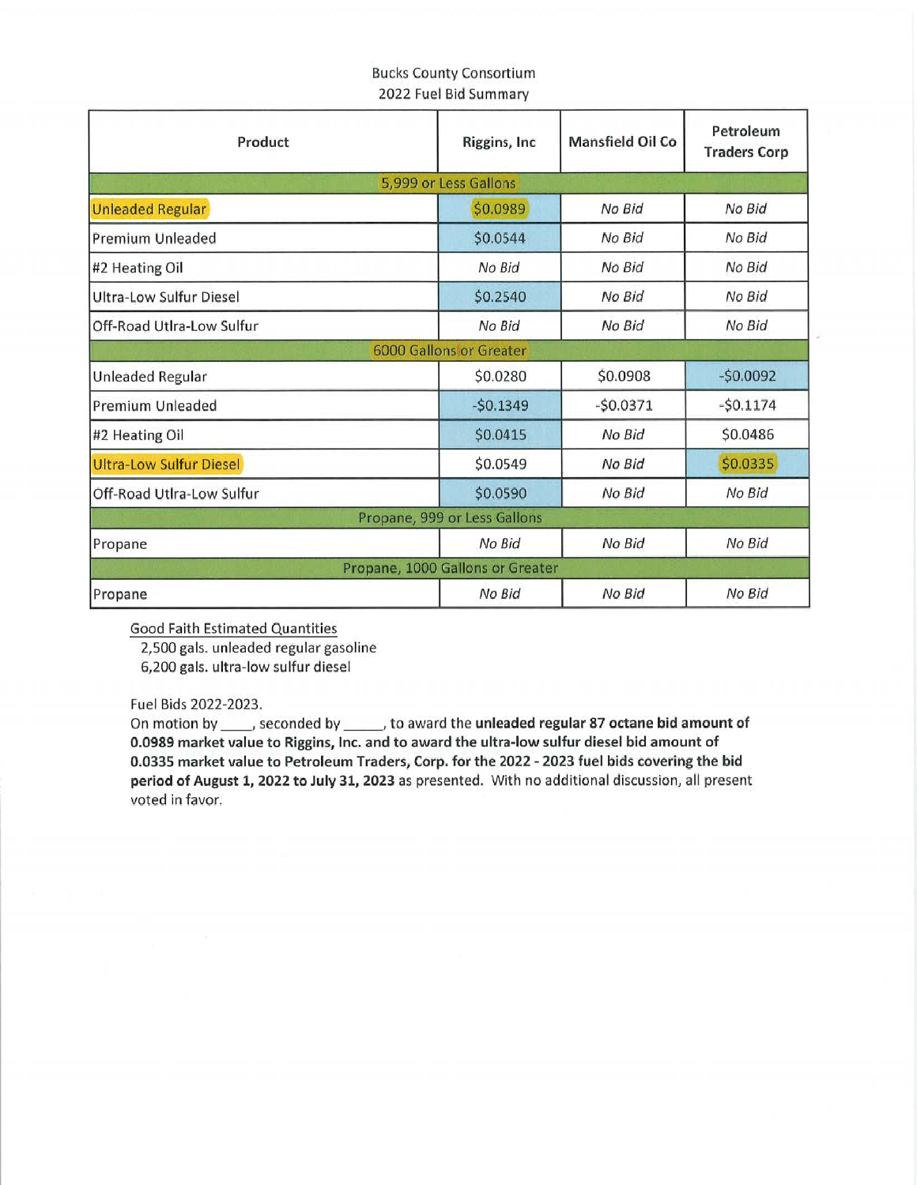Bucks County Consortium
2022 Fuel Bid Summary

| Product | Riggins, Inc | Mansfield Oil Co | Petroleum Traders Corp |
|---|---|---|---|
| 5,999 or Less Gallons | | | |
| Unleaded Regular | $0.0989 | No Bid | No Bid |
| Premium Unleaded | $0.0544 | No Bid | No Bid |
| #2 Heating Oil | No Bid | No Bid | No Bid |
| Ultra-Low Sulfur Diesel | $0.2540 | No Bid | No Bid |
| Off-Road Utlra-Low Sulfur | No Bid | No Bid | No Bid |
| 6000 Gallons or Greater | | | |
| Unleaded Regular | $0.0280 | $0.0908 | -$0.0092 |
| Premium Unleaded | -$0.1349 | -$0.0371 | -$0.1174 |
| #2 Heating Oil | $0.0415 | No Bid | $0.0486 |
| Ultra-Low Sulfur Diesel | $0.0549 | No Bid | $0.0335 |
| Off-Road Utlra-Low Sulfur | $0.0590 | No Bid | No Bid |
| Propane, 999 or Less Gallons | | | |
| Propane | No Bid | No Bid | No Bid |
| Propane, 1000 Gallons or Greater | | | |
| Propane | No Bid | No Bid | No Bid |

Good Faith Estimated Quantities

2,500 gals. unleaded regular gasoline
6,200 gals. ultra-low sulfur diesel

Fuel Bids 2022-2023.
On motion by \_\_\_\_, seconded by \_\_\_\_\_, to award the **unleaded regular 87 octane bid amount of 0.0989 market value to Riggins, Inc. and to award the ultra-low sulfur diesel bid amount of 0.0335 market value to Petroleum Traders, Corp. for the 2022 - 2023 fuel bids covering the bid period of August 1, 2022 to July 31, 2023** as presented. With no additional discussion, all present voted in favor.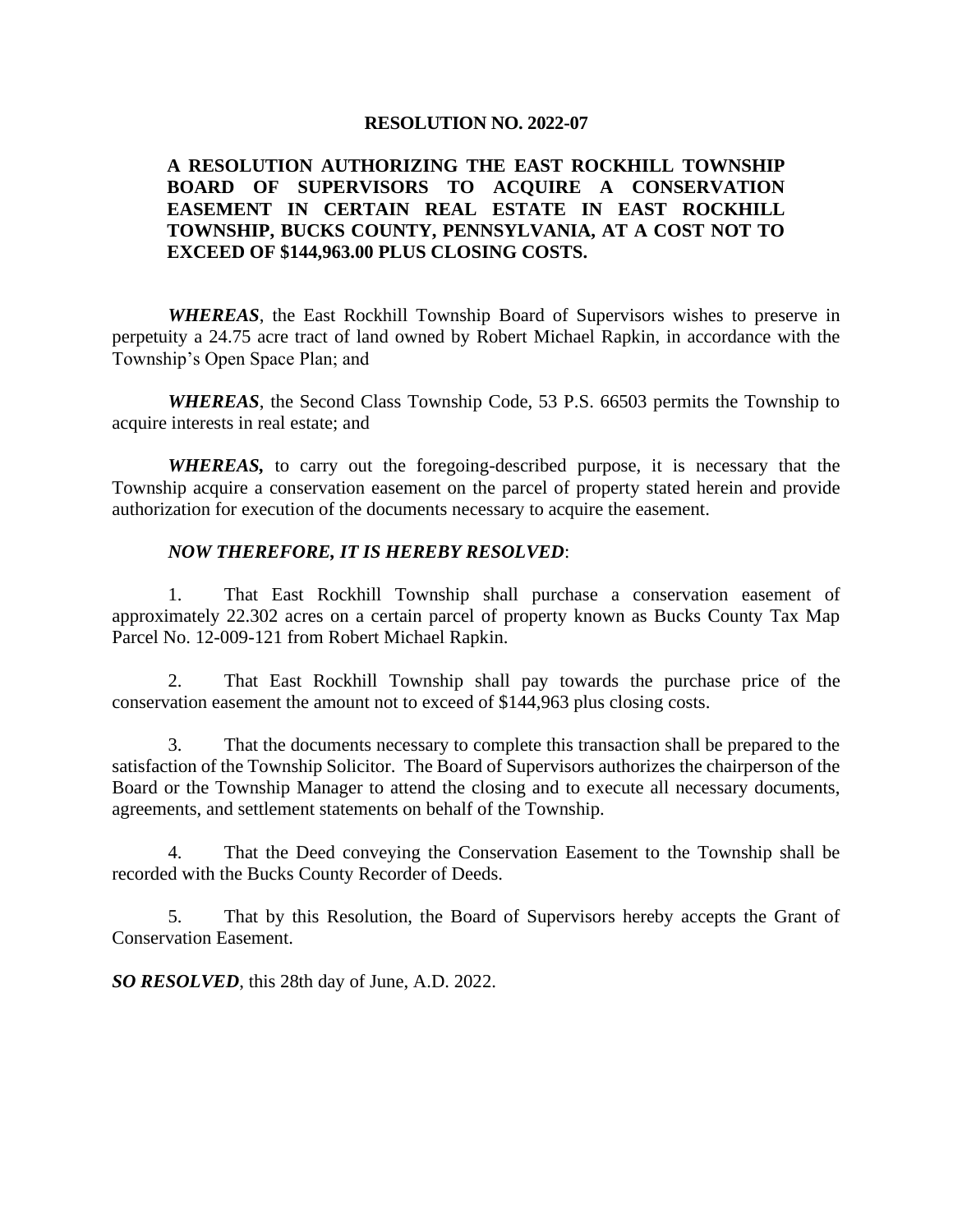**RESOLUTION NO. 2022-07**

**A RESOLUTION AUTHORIZING THE EAST ROCKHILL TOWNSHIP BOARD OF SUPERVISORS TO ACQUIRE A CONSERVATION EASEMENT IN CERTAIN REAL ESTATE IN EAST ROCKHILL TOWNSHIP, BUCKS COUNTY, PENNSYLVANIA, AT A COST NOT TO EXCEED OF $144,963.00 PLUS CLOSING COSTS.**

***WHEREAS***, the East Rockhill Township Board of Supervisors wishes to preserve in perpetuity a 24.75 acre tract of land owned by Robert Michael Rapkin, in accordance with the Township's Open Space Plan; and

***WHEREAS***, the Second Class Township Code, 53 P.S. 66503 permits the Township to acquire interests in real estate; and

***WHEREAS,*** to carry out the foregoing-described purpose, it is necessary that the Township acquire a conservation easement on the parcel of property stated herein and provide authorization for execution of the documents necessary to acquire the easement.

***NOW THEREFORE, IT IS HEREBY RESOLVED***:

1. That East Rockhill Township shall purchase a conservation easement of approximately 22.302 acres on a certain parcel of property known as Bucks County Tax Map Parcel No. 12-009-121 from Robert Michael Rapkin.

2. That East Rockhill Township shall pay towards the purchase price of the conservation easement the amount not to exceed of $144,963 plus closing costs.

3. That the documents necessary to complete this transaction shall be prepared to the satisfaction of the Township Solicitor. The Board of Supervisors authorizes the chairperson of the Board or the Township Manager to attend the closing and to execute all necessary documents, agreements, and settlement statements on behalf of the Township.

4. That the Deed conveying the Conservation Easement to the Township shall be recorded with the Bucks County Recorder of Deeds.

5. That by this Resolution, the Board of Supervisors hereby accepts the Grant of Conservation Easement.

***SO RESOLVED***, this 28th day of June, A.D. 2022.